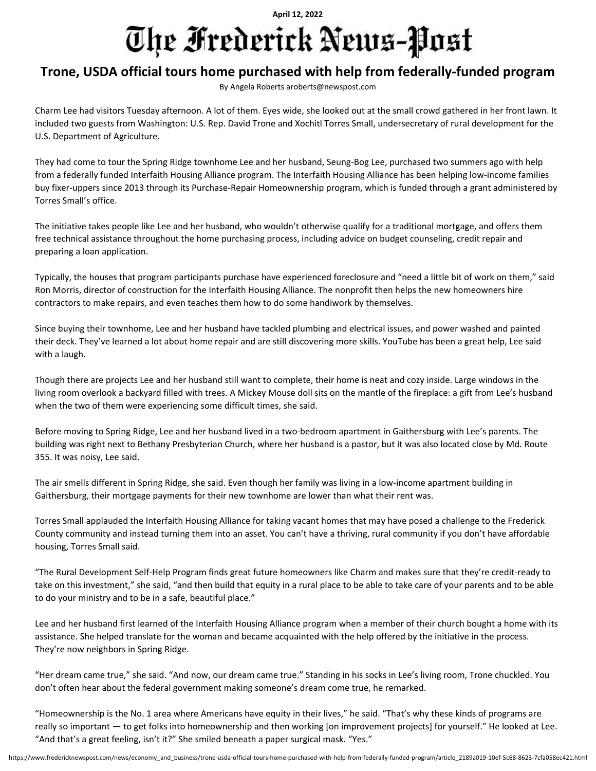April 12, 2022

# The Frederick News-Post

## Trone, USDA official tours home purchased with help from federally-funded program

By Angela Roberts aroberts@newspost.com

Charm Lee had visitors Tuesday afternoon. A lot of them. Eyes wide, she looked out at the small crowd gathered in her front lawn. It included two guests from Washington: U.S. Rep. David Trone and Xochitl Torres Small, undersecretary of rural development for the U.S. Department of Agriculture.

They had come to tour the Spring Ridge townhome Lee and her husband, Seung-Bog Lee, purchased two summers ago with help from a federally funded Interfaith Housing Alliance program. The Interfaith Housing Alliance has been helping low-income families buy fixer-uppers since 2013 through its Purchase-Repair Homeownership program, which is funded through a grant administered by Torres Small's office.

The initiative takes people like Lee and her husband, who wouldn't otherwise qualify for a traditional mortgage, and offers them free technical assistance throughout the home purchasing process, including advice on budget counseling, credit repair and preparing a loan application.

Typically, the houses that program participants purchase have experienced foreclosure and "need a little bit of work on them," said Ron Morris, director of construction for the Interfaith Housing Alliance. The nonprofit then helps the new homeowners hire contractors to make repairs, and even teaches them how to do some handiwork by themselves.

Since buying their townhome, Lee and her husband have tackled plumbing and electrical issues, and power washed and painted their deck. They've learned a lot about home repair and are still discovering more skills. YouTube has been a great help, Lee said with a laugh.

Though there are projects Lee and her husband still want to complete, their home is neat and cozy inside. Large windows in the living room overlook a backyard filled with trees. A Mickey Mouse doll sits on the mantle of the fireplace: a gift from Lee's husband when the two of them were experiencing some difficult times, she said.

Before moving to Spring Ridge, Lee and her husband lived in a two-bedroom apartment in Gaithersburg with Lee's parents. The building was right next to Bethany Presbyterian Church, where her husband is a pastor, but it was also located close by Md. Route 355. It was noisy, Lee said.

The air smells different in Spring Ridge, she said. Even though her family was living in a low-income apartment building in Gaithersburg, their mortgage payments for their new townhome are lower than what their rent was.

Torres Small applauded the Interfaith Housing Alliance for taking vacant homes that may have posed a challenge to the Frederick County community and instead turning them into an asset. You can't have a thriving, rural community if you don't have affordable housing, Torres Small said.

"The Rural Development Self-Help Program finds great future homeowners like Charm and makes sure that they're credit-ready to take on this investment," she said, "and then build that equity in a rural place to be able to take care of your parents and to be able to do your ministry and to be in a safe, beautiful place."

Lee and her husband first learned of the Interfaith Housing Alliance program when a member of their church bought a home with its assistance. She helped translate for the woman and became acquainted with the help offered by the initiative in the process. They're now neighbors in Spring Ridge.

"Her dream came true," she said. "And now, our dream came true." Standing in his socks in Lee's living room, Trone chuckled. You don't often hear about the federal government making someone's dream come true, he remarked.

"Homeownership is the No. 1 area where Americans have equity in their lives," he said. "That's why these kinds of programs are really so important — to get folks into homeownership and then working [on improvement projects] for yourself." He looked at Lee. "And that's a great feeling, isn't it?" She smiled beneath a paper surgical mask. "Yes."

https://www.fredericknewspost.com/news/economy_and_business/trone-usda-official-tours-home-purchased-with-help-from-federally-funded-program/article_2189a019-10ef-5c68-8623-7cfa058ec421.html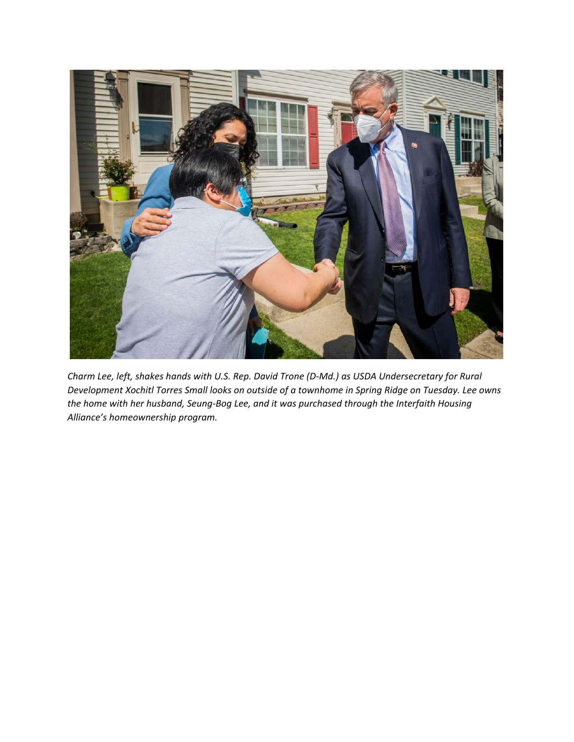*Charm Lee, left, shakes hands with U.S. Rep. David Trone (D-Md.) as USDA Undersecretary for Rural Development Xochitl Torres Small looks on outside of a townhome in Spring Ridge on Tuesday. Lee owns the home with her husband, Seung-Bog Lee, and it was purchased through the Interfaith Housing Alliance's homeownership program.*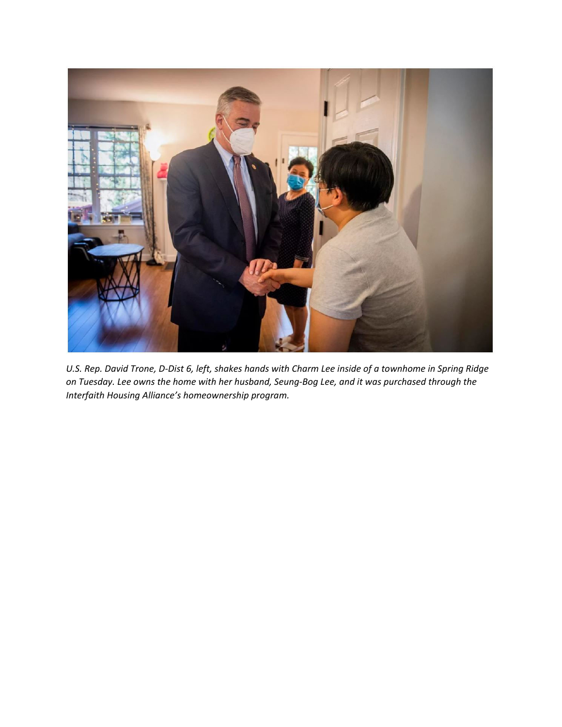*U.S. Rep. David Trone, D-Dist 6, left, shakes hands with Charm Lee inside of a townhome in Spring Ridge on Tuesday. Lee owns the home with her husband, Seung-Bog Lee, and it was purchased through the Interfaith Housing Alliance's homeownership program.*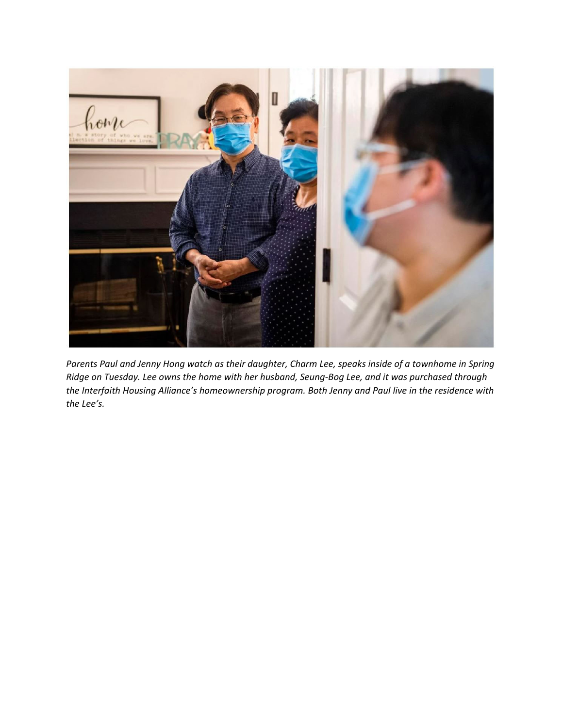*Parents Paul and Jenny Hong watch as their daughter, Charm Lee, speaks inside of a townhome in Spring Ridge on Tuesday. Lee owns the home with her husband, Seung-Bog Lee, and it was purchased through the Interfaith Housing Alliance's homeownership program. Both Jenny and Paul live in the residence with the Lee's.*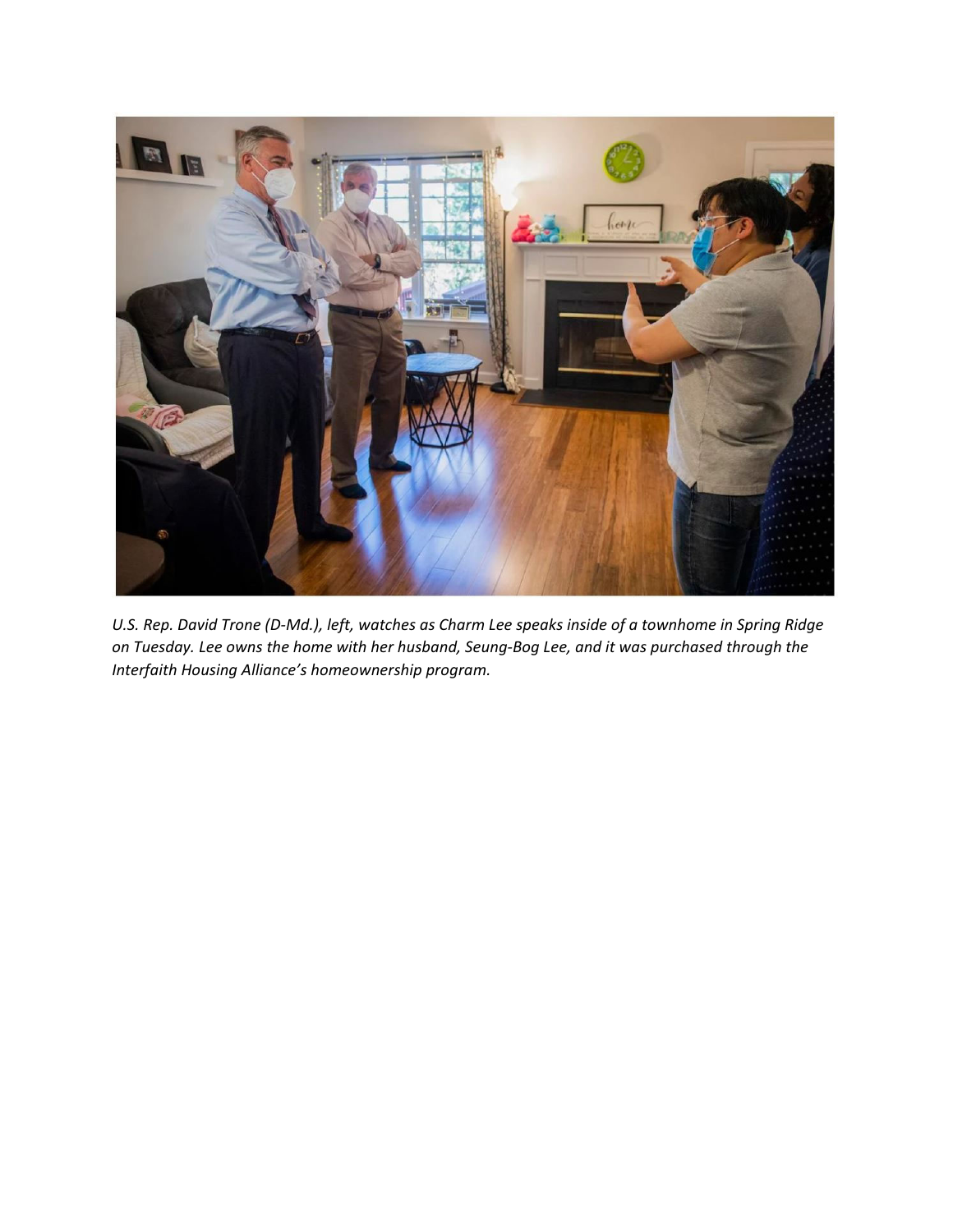*U.S. Rep. David Trone (D-Md.), left, watches as Charm Lee speaks inside of a townhome in Spring Ridge on Tuesday. Lee owns the home with her husband, Seung-Bog Lee, and it was purchased through the Interfaith Housing Alliance's homeownership program.*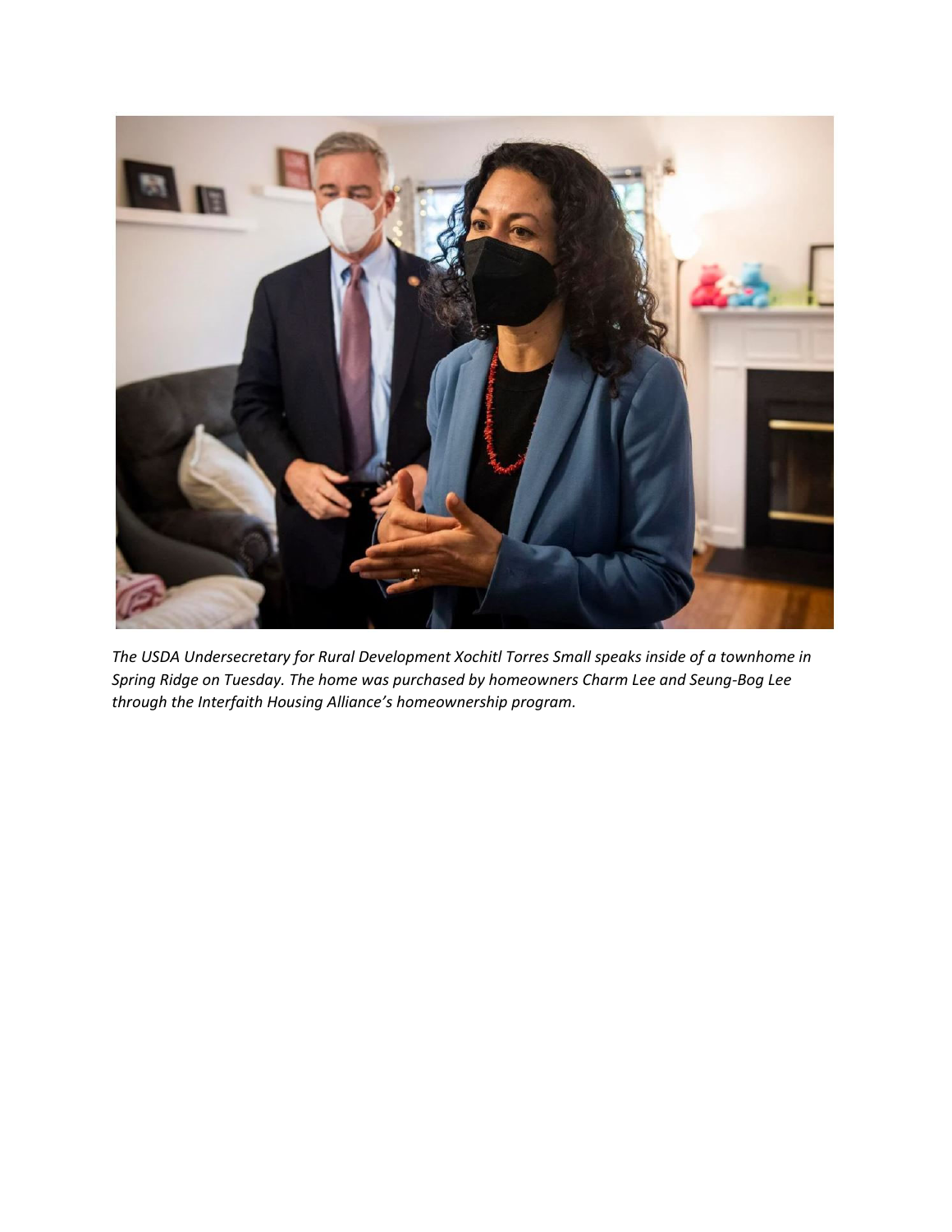*The USDA Undersecretary for Rural Development Xochitl Torres Small speaks inside of a townhome in Spring Ridge on Tuesday. The home was purchased by homeowners Charm Lee and Seung-Bog Lee through the Interfaith Housing Alliance's homeownership program.*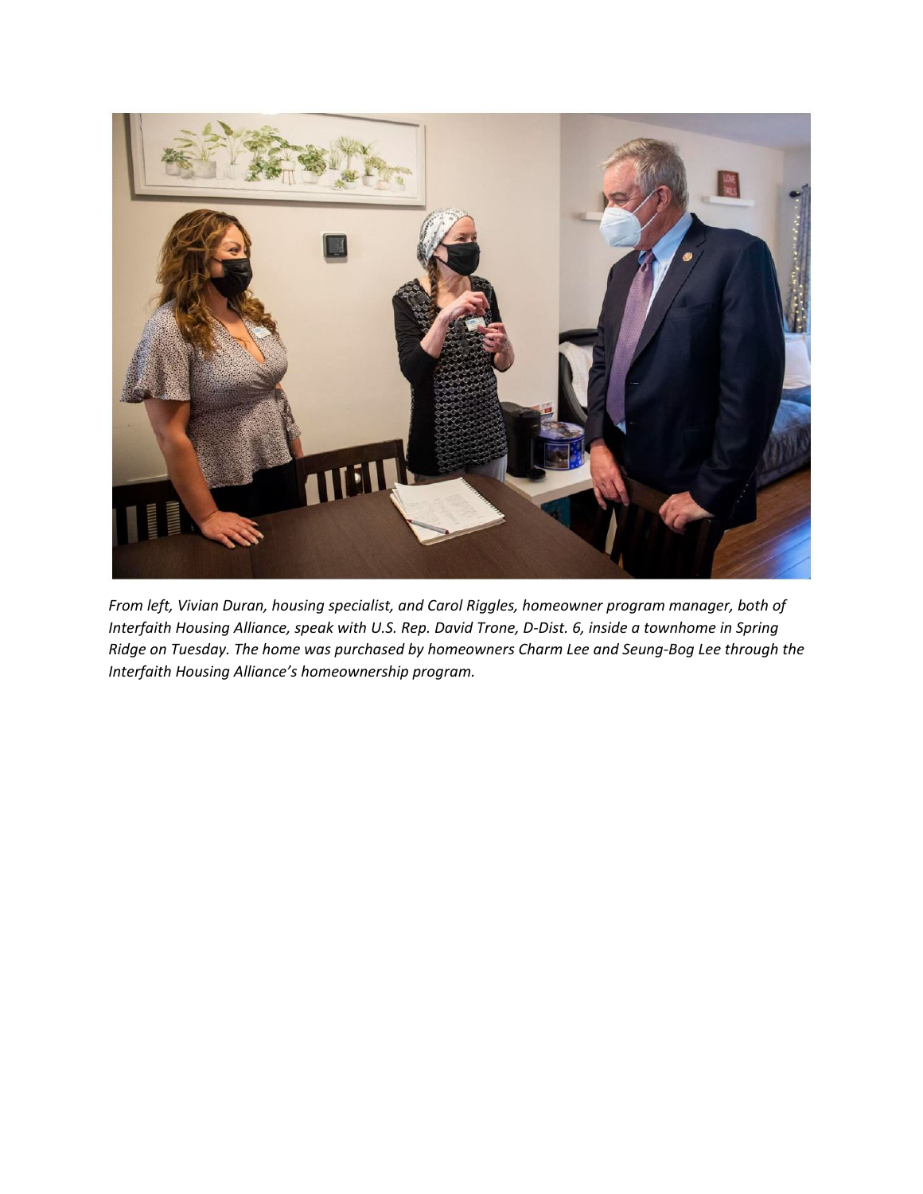*From left, Vivian Duran, housing specialist, and Carol Riggles, homeowner program manager, both of Interfaith Housing Alliance, speak with U.S. Rep. David Trone, D-Dist. 6, inside a townhome in Spring Ridge on Tuesday. The home was purchased by homeowners Charm Lee and Seung-Bog Lee through the Interfaith Housing Alliance's homeownership program.*